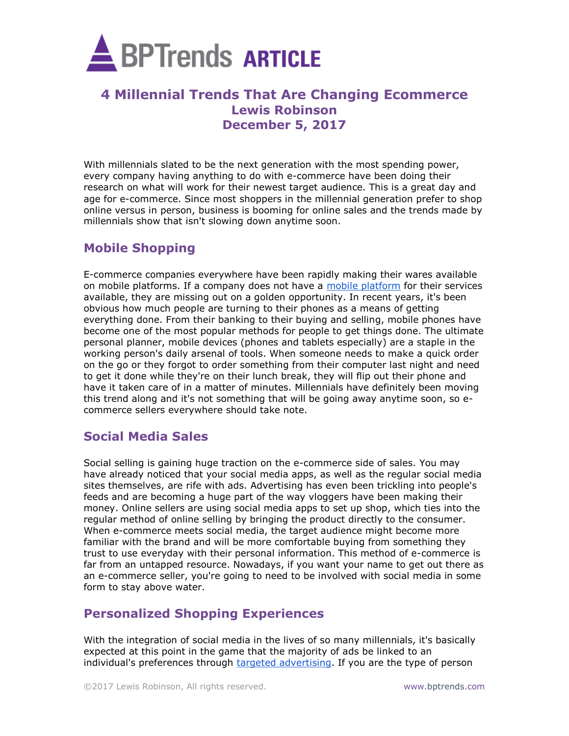# BPTrends ARTICLE

## 4 Millennial Trends That Are Changing Ecommerce

**Lewis Robinson**

**December 5, 2017**

With millennials slated to be the next generation with the most spending power, every company having anything to do with e-commerce have been doing their research on what will work for their newest target audience. This is a great day and age for e-commerce. Since most shoppers in the millennial generation prefer to shop online versus in person, business is booming for online sales and the trends made by millennials show that isn't slowing down anytime soon.

## Mobile Shopping

E-commerce companies everywhere have been rapidly making their wares available on mobile platforms. If a company does not have a [mobile platform]() for their services available, they are missing out on a golden opportunity. In recent years, it's been obvious how much people are turning to their phones as a means of getting everything done. From their banking to their buying and selling, mobile phones have become one of the most popular methods for people to get things done. The ultimate personal planner, mobile devices (phones and tablets especially) are a staple in the working person's daily arsenal of tools. When someone needs to make a quick order on the go or they forgot to order something from their computer last night and need to get it done while they're on their lunch break, they will flip out their phone and have it taken care of in a matter of minutes. Millennials have definitely been moving this trend along and it's not something that will be going away anytime soon, so e-commerce sellers everywhere should take note.

## Social Media Sales

Social selling is gaining huge traction on the e-commerce side of sales. You may have already noticed that your social media apps, as well as the regular social media sites themselves, are rife with ads. Advertising has even been trickling into people's feeds and are becoming a huge part of the way vloggers have been making their money. Online sellers are using social media apps to set up shop, which ties into the regular method of online selling by bringing the product directly to the consumer. When e-commerce meets social media, the target audience might become more familiar with the brand and will be more comfortable buying from something they trust to use everyday with their personal information. This method of e-commerce is far from an untapped resource. Nowadays, if you want your name to get out there as an e-commerce seller, you're going to need to be involved with social media in some form to stay above water.

## Personalized Shopping Experiences

With the integration of social media in the lives of so many millennials, it's basically expected at this point in the game that the majority of ads be linked to an individual's preferences through [targeted advertising](). If you are the type of person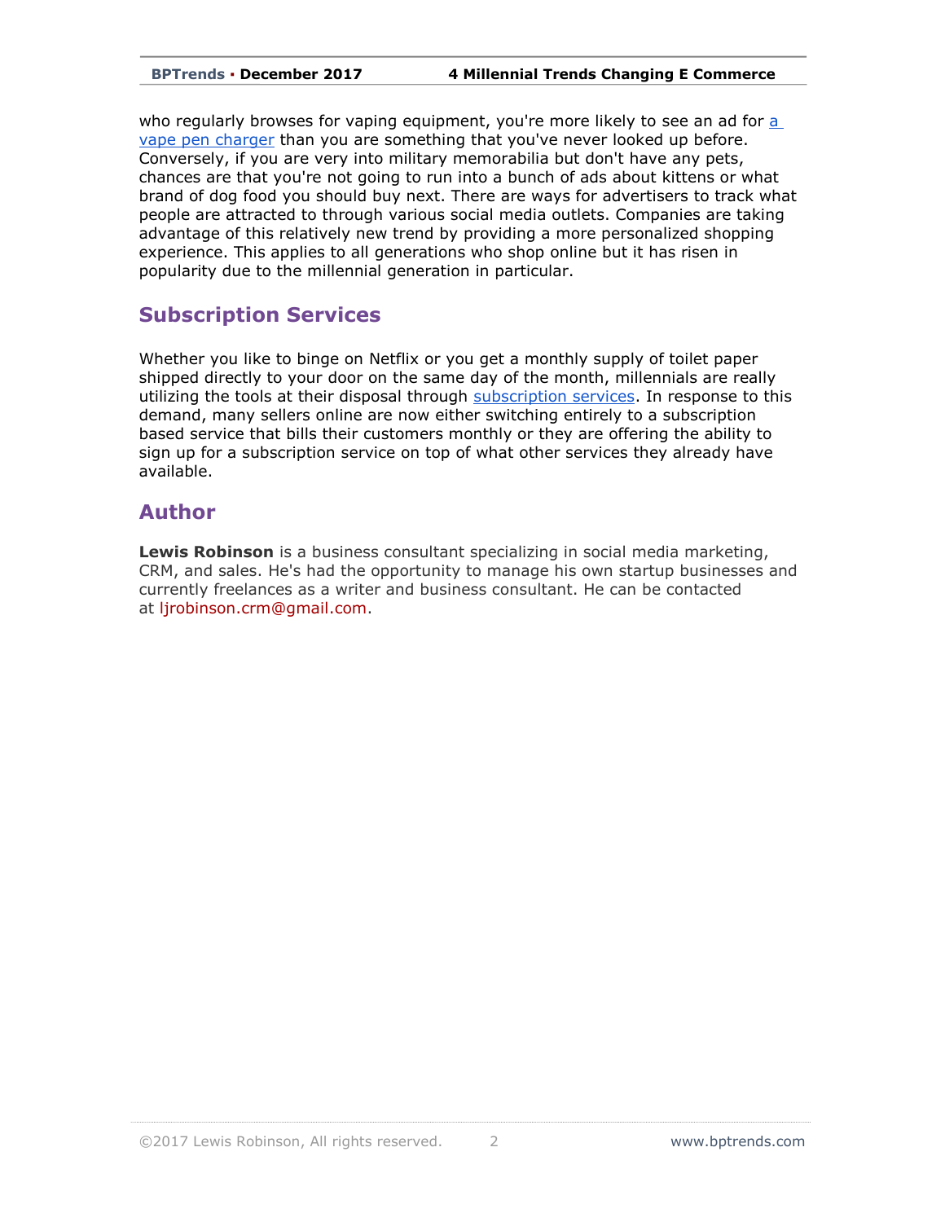who regularly browses for vaping equipment, you're more likely to see an ad for a vape pen charger than you are something that you've never looked up before. Conversely, if you are very into military memorabilia but don't have any pets, chances are that you're not going to run into a bunch of ads about kittens or what brand of dog food you should buy next. There are ways for advertisers to track what people are attracted to through various social media outlets. Companies are taking advantage of this relatively new trend by providing a more personalized shopping experience. This applies to all generations who shop online but it has risen in popularity due to the millennial generation in particular.

## Subscription Services

Whether you like to binge on Netflix or you get a monthly supply of toilet paper shipped directly to your door on the same day of the month, millennials are really utilizing the tools at their disposal through subscription services. In response to this demand, many sellers online are now either switching entirely to a subscription based service that bills their customers monthly or they are offering the ability to sign up for a subscription service on top of what other services they already have available.

## Author

**Lewis Robinson** is a business consultant specializing in social media marketing, CRM, and sales. He's had the opportunity to manage his own startup businesses and currently freelances as a writer and business consultant. He can be contacted at ljrobinson.crm@gmail.com.